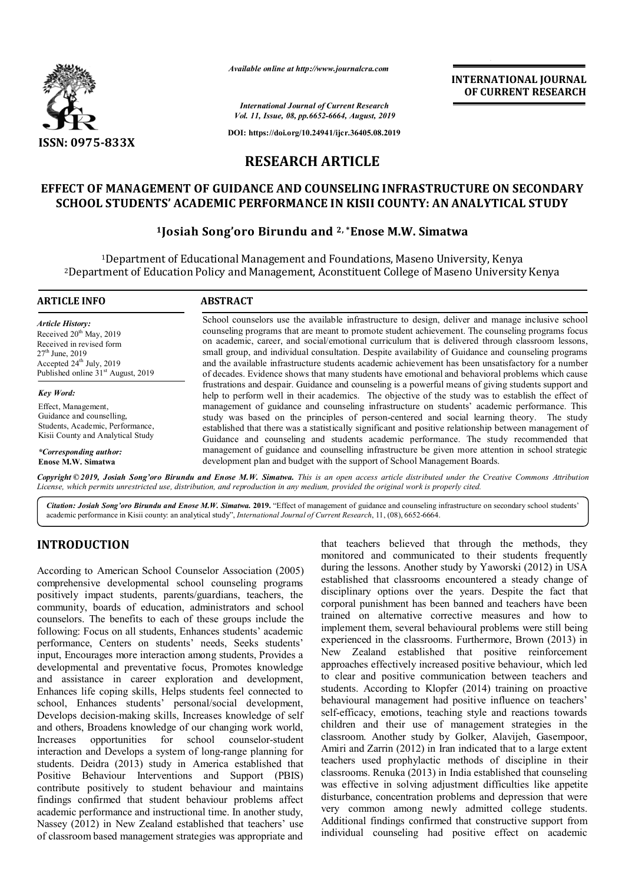*Available online at http://www.journalcra.com*

*International Journal of Current Research*
*Vol. 11, Issue, 08, pp.6652-6664, August, 2019*

**DOI: https://doi.org/10.24941/ijcr.36405.08.2019**

**INTERNATIONAL JOURNAL OF CURRENT RESEARCH**

**ISSN: 0975-833X**

# RESEARCH ARTICLE

## EFFECT OF MANAGEMENT OF GUIDANCE AND COUNSELING INFRASTRUCTURE ON SECONDARY SCHOOL STUDENTS' ACADEMIC PERFORMANCE IN KISII COUNTY: AN ANALYTICAL STUDY

**[1]Josiah Song'oro Birundu and [2,]*Enose M.W. Simatwa**

[1]Department of Educational Management and Foundations, Maseno University, Kenya
[2]Department of Education Policy and Management, Aconstituent College of Maseno University Kenya

### ARTICLE INFO

*Article History:*
Received 20th May, 2019
Received in revised form
27th June, 2019
Accepted 24th July, 2019
Published online 31st August, 2019

*Key Word:*
Effect, Management, Guidance and counselling, Students, Academic, Performance, Kisii County and Analytical Study

*\*Corresponding author:*
**Enose M.W. Simatwa**

### ABSTRACT

School counselors use the available infrastructure to design, deliver and manage inclusive school counseling programs that are meant to promote student achievement. The counseling programs focus on academic, career, and social/emotional curriculum that is delivered through classroom lessons, small group, and individual consultation. Despite availability of Guidance and counseling programs and the available infrastructure students academic achievement has been unsatisfactory for a number of decades. Evidence shows that many students have emotional and behavioral problems which cause frustrations and despair. Guidance and counseling is a powerful means of giving students support and help to perform well in their academics. The objective of the study was to establish the effect of management of guidance and counseling infrastructure on students' academic performance. This study was based on the principles of person-centered and social learning theory. The study established that there was a statistically significant and positive relationship between management of Guidance and counseling and students academic performance. The study recommended that management of guidance and counselling infrastructure be given more attention in school strategic development plan and budget with the support of School Management Boards.

**Copyright © 2019, Josiah Song'oro Birundu and Enose M.W. Simatwa.** *This is an open access article distributed under the Creative Commons Attribution License, which permits unrestricted use, distribution, and reproduction in any medium, provided the original work is properly cited.*

***Citation: Josiah Song'oro Birundu and Enose M.W. Simatwa.*** **2019.** "Effect of management of guidance and counseling infrastructure on secondary school students' academic performance in Kisii county: an analytical study", *International Journal of Current Research*, 11, (08), 6652-6664.

## INTRODUCTION

According to American School Counselor Association (2005) comprehensive developmental school counseling programs positively impact students, parents/guardians, teachers, the community, boards of education, administrators and school counselors. The benefits to each of these groups include the following: Focus on all students, Enhances students' academic performance, Centers on students' needs, Seeks students' input, Encourages more interaction among students, Provides a developmental and preventative focus, Promotes knowledge and assistance in career exploration and development, Enhances life coping skills, Helps students feel connected to school, Enhances students' personal/social development, Develops decision-making skills, Increases knowledge of self and others, Broadens knowledge of our changing work world, Increases opportunities for school counselor-student interaction and Develops a system of long-range planning for students. Deidra (2013) study in America established that Positive Behaviour Interventions and Support (PBIS) contribute positively to student behaviour and maintains findings confirmed that student behaviour problems affect academic performance and instructional time. In another study, Nassey (2012) in New Zealand established that teachers' use of classroom based management strategies was appropriate and that teachers believed that through the methods, they monitored and communicated to their students frequently during the lessons. Another study by Yaworski (2012) in USA established that classrooms encountered a steady change of disciplinary options over the years. Despite the fact that corporal punishment has been banned and teachers have been trained on alternative corrective measures and how to implement them, several behavioural problems were still being experienced in the classrooms. Furthermore, Brown (2013) in New Zealand established that positive reinforcement approaches effectively increased positive behaviour, which led to clear and positive communication between teachers and students. According to Klopfer (2014) training on proactive behavioural management had positive influence on teachers' self-efficacy, emotions, teaching style and reactions towards children and their use of management strategies in the classroom. Another study by Golker, Alavijeh, Gasempoor, Amiri and Zarrin (2012) in Iran indicated that to a large extent teachers used prophylactic methods of discipline in their classrooms. Renuka (2013) in India established that counseling was effective in solving adjustment difficulties like appetite disturbance, concentration problems and depression that were very common among newly admitted college students. Additional findings confirmed that constructive support from individual counseling had positive effect on academic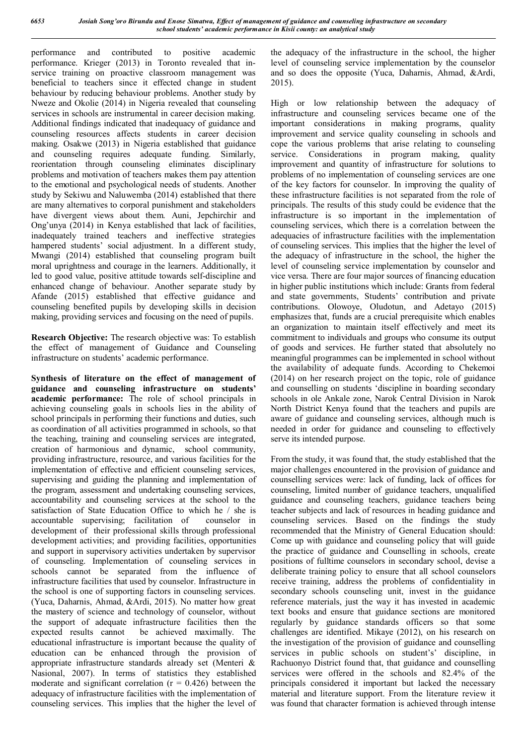performance and contributed to positive academic performance. Krieger (2013) in Toronto revealed that in-service training on proactive classroom management was beneficial to teachers since it effected change in student behaviour by reducing behaviour problems. Another study by Nweze and Okolie (2014) in Nigeria revealed that counseling services in schools are instrumental in career decision making. Additional findings indicated that inadequacy of guidance and counseling resources affects students in career decision making. Osakwe (2013) in Nigeria established that guidance and counseling requires adequate funding. Similarly, reorientation through counseling eliminates disciplinary problems and motivation of teachers makes them pay attention to the emotional and psychological needs of students. Another study by Sekiwu and Naluwemba (2014) established that there are many alternatives to corporal punishment and stakeholders have divergent views about them. Auni, Jepchirchir and Ong'unya (2014) in Kenya established that lack of facilities, inadequately trained teachers and ineffective strategies hampered students' social adjustment. In a different study, Mwangi (2014) established that counseling program built moral uprightness and courage in the learners. Additionally, it led to good value, positive attitude towards self-discipline and enhanced change of behaviour. Another separate study by Afande (2015) established that effective guidance and counseling benefited pupils by developing skills in decision making, providing services and focusing on the need of pupils.

**Research Objective:** The research objective was: To establish the effect of management of Guidance and Counseling infrastructure on students' academic performance.

**Synthesis of literature on the effect of management of guidance and counseling infrastructure on students' academic performance:** The role of school principals in achieving counseling goals in schools lies in the ability of school principals in performing their functions and duties, such as coordination of all activities programmed in schools, so that the teaching, training and counseling services are integrated, creation of harmonious and dynamic, school community, providing infrastructure, resource, and various facilities for the implementation of effective and efficient counseling services, supervising and guiding the planning and implementation of the program, assessment and undertaking counseling services, accountability and counseling services at the school to the satisfaction of State Education Office to which he / she is accountable supervising; facilitation of counselor in development of their professional skills through professional development activities; and providing facilities, opportunities and support in supervisory activities undertaken by supervisor of counseling. Implementation of counseling services in schools cannot be separated from the influence of infrastructure facilities that used by counselor. Infrastructure in the school is one of supporting factors in counseling services. (Yuca, Daharnis, Ahmad, &Ardi, 2015). No matter how great the mastery of science and technology of counselor, without the support of adequate infrastructure facilities then the expected results cannot be achieved maximally. The educational infrastructure is important because the quality of education can be enhanced through the provision of appropriate infrastructure standards already set (Menteri & Nasional, 2007). In terms of statistics they established moderate and significant correlation ($r = 0.426$) between the adequacy of infrastructure facilities with the implementation of counseling services. This implies that the higher the level of the adequacy of the infrastructure in the school, the higher level of counseling service implementation by the counselor and so does the opposite (Yuca, Daharnis, Ahmad, &Ardi, 2015).

High or low relationship between the adequacy of infrastructure and counseling services became one of the important considerations in making programs, quality improvement and service quality counseling in schools and cope the various problems that arise relating to counseling service. Considerations in program making, quality improvement and quantity of infrastructure for solutions to problems of no implementation of counseling services are one of the key factors for counselor. In improving the quality of these infrastructure facilities is not separated from the role of principals. The results of this study could be evidence that the infrastructure is so important in the implementation of counseling services, which there is a correlation between the adequacies of infrastructure facilities with the implementation of counseling services. This implies that the higher the level of the adequacy of infrastructure in the school, the higher the level of counseling service implementation by counselor and vice versa. There are four major sources of financing education in higher public institutions which include: Grants from federal and state governments, Students' contribution and private contributions. Olowoye, Oludotun, and Adetayo (2015) emphasizes that, funds are a crucial prerequisite which enables an organization to maintain itself effectively and meet its commitment to individuals and groups who consume its output of goods and services. He further stated that absolutely no meaningful programmes can be implemented in school without the availability of adequate funds. According to Chekemoi (2014) on her research project on the topic, role of guidance and counselling on students 'discipline in boarding secondary schools in ole Ankale zone, Narok Central Division in Narok North District Kenya found that the teachers and pupils are aware of guidance and counseling services, although much is needed in order for guidance and counseling to effectively serve its intended purpose.

From the study, it was found that, the study established that the major challenges encountered in the provision of guidance and counselling services were: lack of funding, lack of offices for counseling, limited number of guidance teachers, unqualified guidance and counseling teachers, guidance teachers being teacher subjects and lack of resources in heading guidance and counseling services. Based on the findings the study recommended that the Ministry of General Education should: Come up with guidance and counseling policy that will guide the practice of guidance and Counselling in schools, create positions of fulltime counselors in secondary school, devise a deliberate training policy to ensure that all school counselors receive training, address the problems of confidentiality in secondary schools counseling unit, invest in the guidance reference materials, just the way it has invested in academic text books and ensure that guidance sections are monitored regularly by guidance standards officers so that some challenges are identified. Mikaye (2012), on his research on the investigation of the provision of guidance and counselling services in public schools on student's' discipline, in Rachuonyo District found that, that guidance and counselling services were offered in the schools and 82.4% of the principals considered it important but lacked the necessary material and literature support. From the literature review it was found that character formation is achieved through intense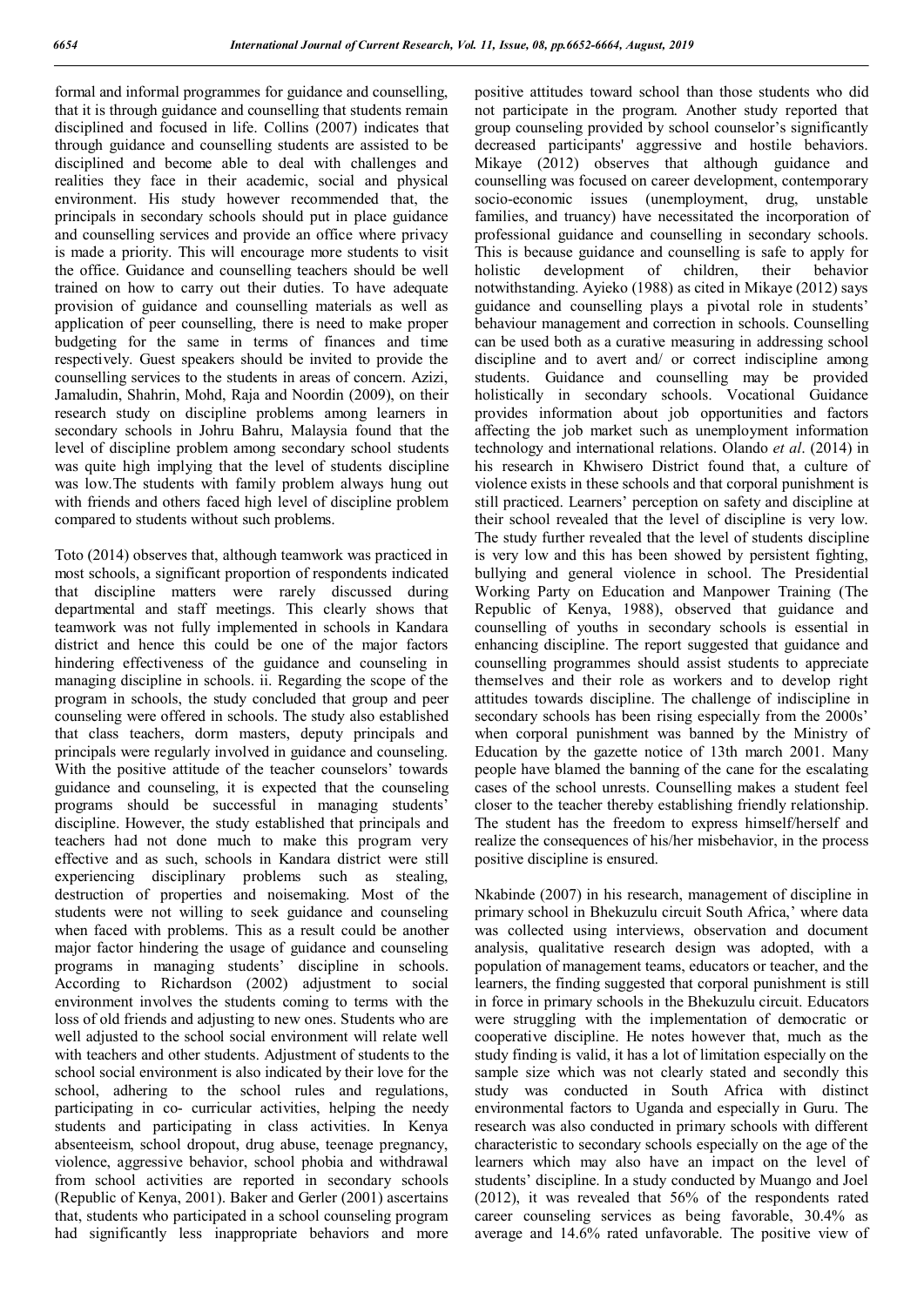formal and informal programmes for guidance and counselling, that it is through guidance and counselling that students remain disciplined and focused in life. Collins (2007) indicates that through guidance and counselling students are assisted to be disciplined and become able to deal with challenges and realities they face in their academic, social and physical environment. His study however recommended that, the principals in secondary schools should put in place guidance and counselling services and provide an office where privacy is made a priority. This will encourage more students to visit the office. Guidance and counselling teachers should be well trained on how to carry out their duties. To have adequate provision of guidance and counselling materials as well as application of peer counselling, there is need to make proper budgeting for the same in terms of finances and time respectively. Guest speakers should be invited to provide the counselling services to the students in areas of concern. Azizi, Jamaludin, Shahrin, Mohd, Raja and Noordin (2009), on their research study on discipline problems among learners in secondary schools in Johru Bahru, Malaysia found that the level of discipline problem among secondary school students was quite high implying that the level of students discipline was low.The students with family problem always hung out with friends and others faced high level of discipline problem compared to students without such problems.

Toto (2014) observes that, although teamwork was practiced in most schools, a significant proportion of respondents indicated that discipline matters were rarely discussed during departmental and staff meetings. This clearly shows that teamwork was not fully implemented in schools in Kandara district and hence this could be one of the major factors hindering effectiveness of the guidance and counseling in managing discipline in schools. ii. Regarding the scope of the program in schools, the study concluded that group and peer counseling were offered in schools. The study also established that class teachers, dorm masters, deputy principals and principals were regularly involved in guidance and counseling. With the positive attitude of the teacher counselors' towards guidance and counseling, it is expected that the counseling programs should be successful in managing students' discipline. However, the study established that principals and teachers had not done much to make this program very effective and as such, schools in Kandara district were still experiencing disciplinary problems such as stealing, destruction of properties and noisemaking. Most of the students were not willing to seek guidance and counseling when faced with problems. This as a result could be another major factor hindering the usage of guidance and counseling programs in managing students' discipline in schools. According to Richardson (2002) adjustment to social environment involves the students coming to terms with the loss of old friends and adjusting to new ones. Students who are well adjusted to the school social environment will relate well with teachers and other students. Adjustment of students to the school social environment is also indicated by their love for the school, adhering to the school rules and regulations, participating in co- curricular activities, helping the needy students and participating in class activities. In Kenya absenteeism, school dropout, drug abuse, teenage pregnancy, violence, aggressive behavior, school phobia and withdrawal from school activities are reported in secondary schools (Republic of Kenya, 2001). Baker and Gerler (2001) ascertains that, students who participated in a school counseling program had significantly less inappropriate behaviors and more positive attitudes toward school than those students who did not participate in the program. Another study reported that group counseling provided by school counselor's significantly decreased participants' aggressive and hostile behaviors. Mikaye (2012) observes that although guidance and counselling was focused on career development, contemporary socio-economic issues (unemployment, drug, unstable families, and truancy) have necessitated the incorporation of professional guidance and counselling in secondary schools. This is because guidance and counselling is safe to apply for holistic development of children, their behavior notwithstanding. Ayieko (1988) as cited in Mikaye (2012) says guidance and counselling plays a pivotal role in students' behaviour management and correction in schools. Counselling can be used both as a curative measuring in addressing school discipline and to avert and/ or correct indiscipline among students. Guidance and counselling may be provided holistically in secondary schools. Vocational Guidance provides information about job opportunities and factors affecting the job market such as unemployment information technology and international relations. Olando *et al*. (2014) in his research in Khwisero District found that, a culture of violence exists in these schools and that corporal punishment is still practiced. Learners' perception on safety and discipline at their school revealed that the level of discipline is very low. The study further revealed that the level of students discipline is very low and this has been showed by persistent fighting, bullying and general violence in school. The Presidential Working Party on Education and Manpower Training (The Republic of Kenya, 1988), observed that guidance and counselling of youths in secondary schools is essential in enhancing discipline. The report suggested that guidance and counselling programmes should assist students to appreciate themselves and their role as workers and to develop right attitudes towards discipline. The challenge of indiscipline in secondary schools has been rising especially from the 2000s' when corporal punishment was banned by the Ministry of Education by the gazette notice of 13th march 2001. Many people have blamed the banning of the cane for the escalating cases of the school unrests. Counselling makes a student feel closer to the teacher thereby establishing friendly relationship. The student has the freedom to express himself/herself and realize the consequences of his/her misbehavior, in the process positive discipline is ensured.

Nkabinde (2007) in his research, management of discipline in primary school in Bhekuzulu circuit South Africa,' where data was collected using interviews, observation and document analysis, qualitative research design was adopted, with a population of management teams, educators or teacher, and the learners, the finding suggested that corporal punishment is still in force in primary schools in the Bhekuzulu circuit. Educators were struggling with the implementation of democratic or cooperative discipline. He notes however that, much as the study finding is valid, it has a lot of limitation especially on the sample size which was not clearly stated and secondly this study was conducted in South Africa with distinct environmental factors to Uganda and especially in Guru. The research was also conducted in primary schools with different characteristic to secondary schools especially on the age of the learners which may also have an impact on the level of students' discipline. In a study conducted by Muango and Joel (2012), it was revealed that 56% of the respondents rated career counseling services as being favorable, 30.4% as average and 14.6% rated unfavorable. The positive view of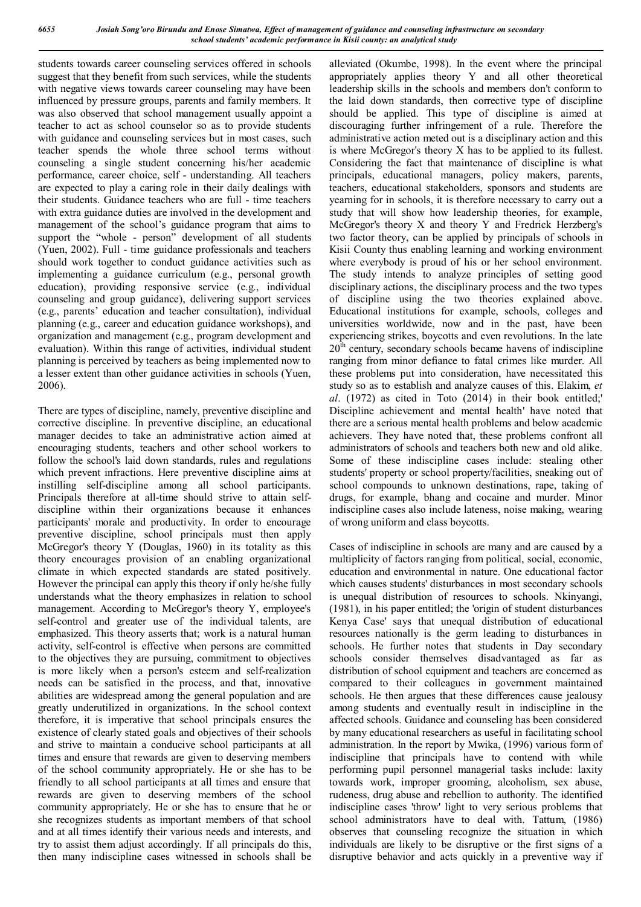students towards career counseling services offered in schools suggest that they benefit from such services, while the students with negative views towards career counseling may have been influenced by pressure groups, parents and family members. It was also observed that school management usually appoint a teacher to act as school counselor so as to provide students with guidance and counseling services but in most cases, such teacher spends the whole three school terms without counseling a single student concerning his/her academic performance, career choice, self - understanding. All teachers are expected to play a caring role in their daily dealings with their students. Guidance teachers who are full - time teachers with extra guidance duties are involved in the development and management of the school's guidance program that aims to support the "whole - person" development of all students (Yuen, 2002). Full - time guidance professionals and teachers should work together to conduct guidance activities such as implementing a guidance curriculum (e.g., personal growth education), providing responsive service (e.g., individual counseling and group guidance), delivering support services (e.g., parents' education and teacher consultation), individual planning (e.g., career and education guidance workshops), and organization and management (e.g., program development and evaluation). Within this range of activities, individual student planning is perceived by teachers as being implemented now to a lesser extent than other guidance activities in schools (Yuen, 2006).

There are types of discipline, namely, preventive discipline and corrective discipline. In preventive discipline, an educational manager decides to take an administrative action aimed at encouraging students, teachers and other school workers to follow the school's laid down standards, rules and regulations which prevent infractions. Here preventive discipline aims at instilling self-discipline among all school participants. Principals therefore at all-time should strive to attain self-discipline within their organizations because it enhances participants' morale and productivity. In order to encourage preventive discipline, school principals must then apply McGregor's theory Y (Douglas, 1960) in its totality as this theory encourages provision of an enabling organizational climate in which expected standards are stated positively. However the principal can apply this theory if only he/she fully understands what the theory emphasizes in relation to school management. According to McGregor's theory Y, employee's self-control and greater use of the individual talents, are emphasized. This theory asserts that; work is a natural human activity, self-control is effective when persons are committed to the objectives they are pursuing, commitment to objectives is more likely when a person's esteem and self-realization needs can be satisfied in the process, and that, innovative abilities are widespread among the general population and are greatly underutilized in organizations. In the school context therefore, it is imperative that school principals ensures the existence of clearly stated goals and objectives of their schools and strive to maintain a conducive school participants at all times and ensure that rewards are given to deserving members of the school community appropriately. He or she has to be friendly to all school participants at all times and ensure that rewards are given to deserving members of the school community appropriately. He or she has to ensure that he or she recognizes students as important members of that school and at all times identify their various needs and interests, and try to assist them adjust accordingly. If all principals do this, then many indiscipline cases witnessed in schools shall be alleviated (Okumbe, 1998). In the event where the principal appropriately applies theory Y and all other theoretical leadership skills in the schools and members don't conform to the laid down standards, then corrective type of discipline should be applied. This type of discipline is aimed at discouraging further infringement of a rule. Therefore the administrative action meted out is a disciplinary action and this is where McGregor's theory X has to be applied to its fullest. Considering the fact that maintenance of discipline is what principals, educational managers, policy makers, parents, teachers, educational stakeholders, sponsors and students are yearning for in schools, it is therefore necessary to carry out a study that will show how leadership theories, for example, McGregor's theory X and theory Y and Fredrick Herzberg's two factor theory, can be applied by principals of schools in Kisii County thus enabling learning and working environment where everybody is proud of his or her school environment. The study intends to analyze principles of setting good disciplinary actions, the disciplinary process and the two types of discipline using the two theories explained above. Educational institutions for example, schools, colleges and universities worldwide, now and in the past, have been experiencing strikes, boycotts and even revolutions. In the late 20th century, secondary schools became havens of indiscipline ranging from minor defiance to fatal crimes like murder. All these problems put into consideration, have necessitated this study so as to establish and analyze causes of this. Elakim, *et al*. (1972) as cited in Toto (2014) in their book entitled;' Discipline achievement and mental health' have noted that there are a serious mental health problems and below academic achievers. They have noted that, these problems confront all administrators of schools and teachers both new and old alike. Some of these indiscipline cases include: stealing other students' property or school property/facilities, sneaking out of school compounds to unknown destinations, rape, taking of drugs, for example, bhang and cocaine and murder. Minor indiscipline cases also include lateness, noise making, wearing of wrong uniform and class boycotts.

Cases of indiscipline in schools are many and are caused by a multiplicity of factors ranging from political, social, economic, education and environmental in nature. One educational factor which causes students' disturbances in most secondary schools is unequal distribution of resources to schools. Nkinyangi, (1981), in his paper entitled; the 'origin of student disturbances Kenya Case' says that unequal distribution of educational resources nationally is the germ leading to disturbances in schools. He further notes that students in Day secondary schools consider themselves disadvantaged as far as distribution of school equipment and teachers are concerned as compared to their colleagues in government maintained schools. He then argues that these differences cause jealousy among students and eventually result in indiscipline in the affected schools. Guidance and counseling has been considered by many educational researchers as useful in facilitating school administration. In the report by Mwika, (1996) various form of indiscipline that principals have to contend with while performing pupil personnel managerial tasks include: laxity towards work, improper grooming, alcoholism, sex abuse, rudeness, drug abuse and rebellion to authority. The identified indiscipline cases 'throw' light to very serious problems that school administrators have to deal with. Tattum, (1986) observes that counseling recognize the situation in which individuals are likely to be disruptive or the first signs of a disruptive behavior and acts quickly in a preventive way if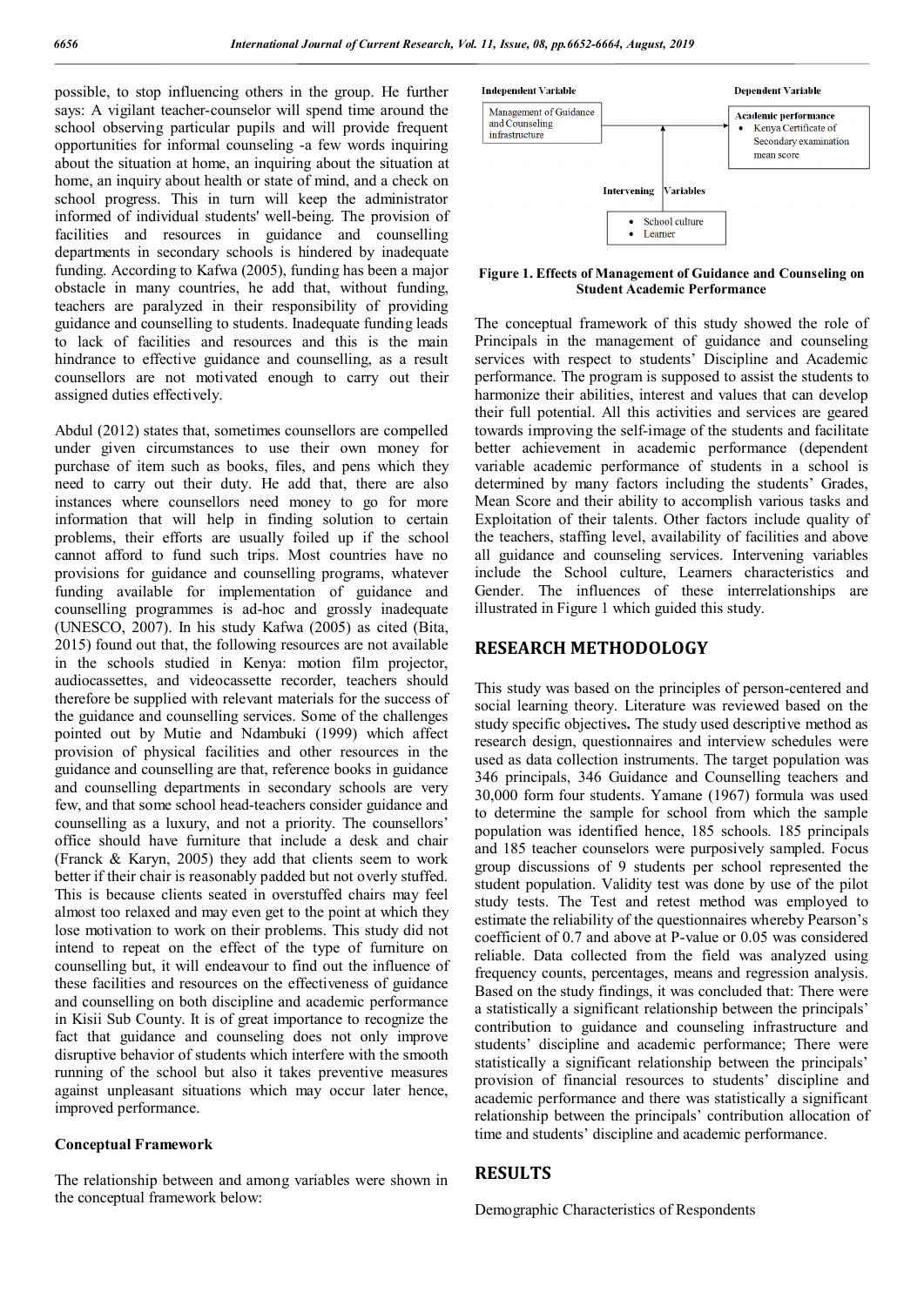possible, to stop influencing others in the group. He further says: A vigilant teacher-counselor will spend time around the school observing particular pupils and will provide frequent opportunities for informal counseling -a few words inquiring about the situation at home, an inquiring about the situation at home, an inquiry about health or state of mind, and a check on school progress. This in turn will keep the administrator informed of individual students' well-being. The provision of facilities and resources in guidance and counselling departments in secondary schools is hindered by inadequate funding. According to Kafwa (2005), funding has been a major obstacle in many countries, he add that, without funding, teachers are paralyzed in their responsibility of providing guidance and counselling to students. Inadequate funding leads to lack of facilities and resources and this is the main hindrance to effective guidance and counselling, as a result counsellors are not motivated enough to carry out their assigned duties effectively.

Abdul (2012) states that, sometimes counsellors are compelled under given circumstances to use their own money for purchase of item such as books, files, and pens which they need to carry out their duty. He add that, there are also instances where counsellors need money to go for more information that will help in finding solution to certain problems, their efforts are usually foiled up if the school cannot afford to fund such trips. Most countries have no provisions for guidance and counselling programs, whatever funding available for implementation of guidance and counselling programmes is ad-hoc and grossly inadequate (UNESCO, 2007). In his study Kafwa (2005) as cited (Bita, 2015) found out that, the following resources are not available in the schools studied in Kenya: motion film projector, audiocassettes, and videocassette recorder, teachers should therefore be supplied with relevant materials for the success of the guidance and counselling services. Some of the challenges pointed out by Mutie and Ndambuki (1999) which affect provision of physical facilities and other resources in the guidance and counselling are that, reference books in guidance and counselling departments in secondary schools are very few, and that some school head-teachers consider guidance and counselling as a luxury, and not a priority. The counsellors' office should have furniture that include a desk and chair (Franck & Karyn, 2005) they add that clients seem to work better if their chair is reasonably padded but not overly stuffed. This is because clients seated in overstuffed chairs may feel almost too relaxed and may even get to the point at which they lose motivation to work on their problems. This study did not intend to repeat on the effect of the type of furniture on counselling but, it will endeavour to find out the influence of these facilities and resources on the effectiveness of guidance and counselling on both discipline and academic performance in Kisii Sub County. It is of great importance to recognize the fact that guidance and counseling does not only improve disruptive behavior of students which interfere with the smooth running of the school but also it takes preventive measures against unpleasant situations which may occur later hence, improved performance.

### Conceptual Framework

The relationship between and among variables were shown in the conceptual framework below:

Independent Variable — Management of Guidance and Counseling infrastructure

Dependent Variable — Academic performance
- Kenya Certificate of Secondary examination mean score

Intervening Variables
- School culture
- Learner

**Figure 1. Effects of Management of Guidance and Counseling on Student Academic Performance**

The conceptual framework of this study showed the role of Principals in the management of guidance and counseling services with respect to students' Discipline and Academic performance. The program is supposed to assist the students to harmonize their abilities, interest and values that can develop their full potential. All this activities and services are geared towards improving the self-image of the students and facilitate better achievement in academic performance (dependent variable academic performance of students in a school is determined by many factors including the students' Grades, Mean Score and their ability to accomplish various tasks and Exploitation of their talents. Other factors include quality of the teachers, staffing level, availability of facilities and above all guidance and counseling services. Intervening variables include the School culture, Learners characteristics and Gender. The influences of these interrelationships are illustrated in Figure 1 which guided this study.

## RESEARCH METHODOLOGY

This study was based on the principles of person-centered and social learning theory. Literature was reviewed based on the study specific objectives**.** The study used descriptive method as research design, questionnaires and interview schedules were used as data collection instruments. The target population was 346 principals, 346 Guidance and Counselling teachers and 30,000 form four students. Yamane (1967) formula was used to determine the sample for school from which the sample population was identified hence, 185 schools. 185 principals and 185 teacher counselors were purposively sampled. Focus group discussions of 9 students per school represented the student population. Validity test was done by use of the pilot study tests. The Test and retest method was employed to estimate the reliability of the questionnaires whereby Pearson's coefficient of 0.7 and above at P-value or 0.05 was considered reliable. Data collected from the field was analyzed using frequency counts, percentages, means and regression analysis. Based on the study findings, it was concluded that: There were a statistically a significant relationship between the principals' contribution to guidance and counseling infrastructure and students' discipline and academic performance; There were statistically a significant relationship between the principals' provision of financial resources to students' discipline and academic performance and there was statistically a significant relationship between the principals' contribution allocation of time and students' discipline and academic performance.

## RESULTS

Demographic Characteristics of Respondents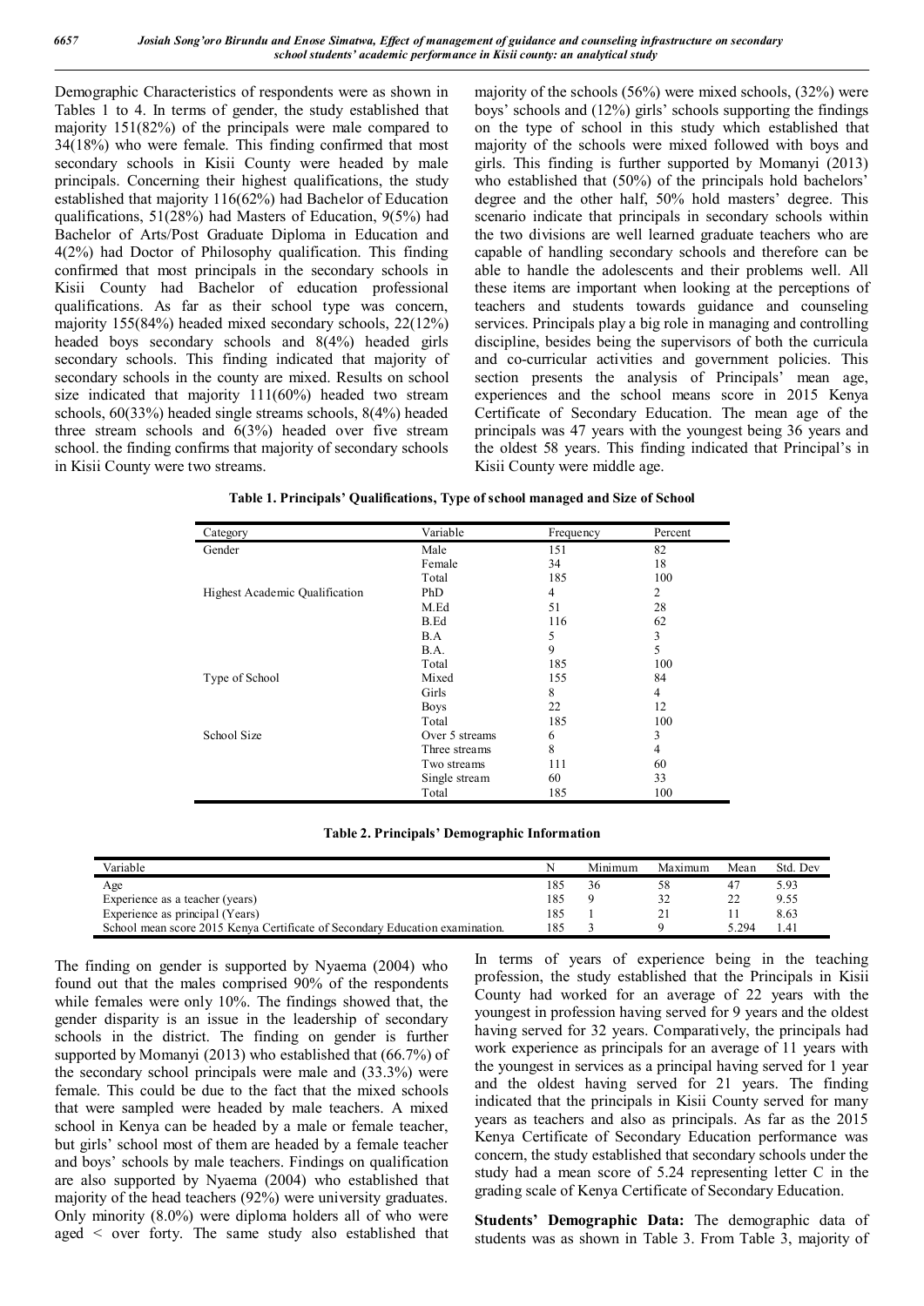Demographic Characteristics of respondents were as shown in Tables 1 to 4. In terms of gender, the study established that majority 151(82%) of the principals were male compared to 34(18%) who were female. This finding confirmed that most secondary schools in Kisii County were headed by male principals. Concerning their highest qualifications, the study established that majority 116(62%) had Bachelor of Education qualifications, 51(28%) had Masters of Education, 9(5%) had Bachelor of Arts/Post Graduate Diploma in Education and 4(2%) had Doctor of Philosophy qualification. This finding confirmed that most principals in the secondary schools in Kisii County had Bachelor of education professional qualifications. As far as their school type was concern, majority 155(84%) headed mixed secondary schools, 22(12%) headed boys secondary schools and 8(4%) headed girls secondary schools. This finding indicated that majority of secondary schools in the county are mixed. Results on school size indicated that majority 111(60%) headed two stream schools, 60(33%) headed single streams schools, 8(4%) headed three stream schools and 6(3%) headed over five stream school. the finding confirms that majority of secondary schools in Kisii County were two streams.

majority of the schools (56%) were mixed schools, (32%) were boys' schools and (12%) girls' schools supporting the findings on the type of school in this study which established that majority of the schools were mixed followed with boys and girls. This finding is further supported by Momanyi (2013) who established that (50%) of the principals hold bachelors' degree and the other half, 50% hold masters' degree. This scenario indicate that principals in secondary schools within the two divisions are well learned graduate teachers who are capable of handling secondary schools and therefore can be able to handle the adolescents and their problems well. All these items are important when looking at the perceptions of teachers and students towards guidance and counseling services. Principals play a big role in managing and controlling discipline, besides being the supervisors of both the curricula and co-curricular activities and government policies. This section presents the analysis of Principals' mean age, experiences and the school means score in 2015 Kenya Certificate of Secondary Education. The mean age of the principals was 47 years with the youngest being 36 years and the oldest 58 years. This finding indicated that Principal's in Kisii County were middle age.

**Table 1. Principals' Qualifications, Type of school managed and Size of School**

| Category | Variable | Frequency | Percent |
|---|---|---|---|
| Gender | Male | 151 | 82 |
| | Female | 34 | 18 |
| | Total | 185 | 100 |
| Highest Academic Qualification | PhD | 4 | 2 |
| | M.Ed | 51 | 28 |
| | B.Ed | 116 | 62 |
| | B.A | 5 | 3 |
| | B.A. | 9 | 5 |
| | Total | 185 | 100 |
| Type of School | Mixed | 155 | 84 |
| | Girls | 8 | 4 |
| | Boys | 22 | 12 |
| | Total | 185 | 100 |
| School Size | Over 5 streams | 6 | 3 |
| | Three streams | 8 | 4 |
| | Two streams | 111 | 60 |
| | Single stream | 60 | 33 |
| | Total | 185 | 100 |

**Table 2. Principals' Demographic Information**

| Variable | N | Minimum | Maximum | Mean | Std. Dev |
|---|---|---|---|---|---|
| Age | 185 | 36 | 58 | 47 | 5.93 |
| Experience as a teacher (years) | 185 | 9 | 32 | 22 | 9.55 |
| Experience as principal (Years) | 185 | 1 | 21 | 11 | 8.63 |
| School mean score 2015 Kenya Certificate of Secondary Education examination. | 185 | 3 | 9 | 5.294 | 1.41 |

The finding on gender is supported by Nyaema (2004) who found out that the males comprised 90% of the respondents while females were only 10%. The findings showed that, the gender disparity is an issue in the leadership of secondary schools in the district. The finding on gender is further supported by Momanyi (2013) who established that (66.7%) of the secondary school principals were male and (33.3%) were female. This could be due to the fact that the mixed schools that were sampled were headed by male teachers. A mixed school in Kenya can be headed by a male or female teacher, but girls' school most of them are headed by a female teacher and boys' schools by male teachers. Findings on qualification are also supported by Nyaema (2004) who established that majority of the head teachers (92%) were university graduates. Only minority (8.0%) were diploma holders all of who were aged < over forty. The same study also established that

In terms of years of experience being in the teaching profession, the study established that the Principals in Kisii County had worked for an average of 22 years with the youngest in profession having served for 9 years and the oldest having served for 32 years. Comparatively, the principals had work experience as principals for an average of 11 years with the youngest in services as a principal having served for 1 year and the oldest having served for 21 years. The finding indicated that the principals in Kisii County served for many years as teachers and also as principals. As far as the 2015 Kenya Certificate of Secondary Education performance was concern, the study established that secondary schools under the study had a mean score of 5.24 representing letter C in the grading scale of Kenya Certificate of Secondary Education.

**Students' Demographic Data:** The demographic data of students was as shown in Table 3. From Table 3, majority of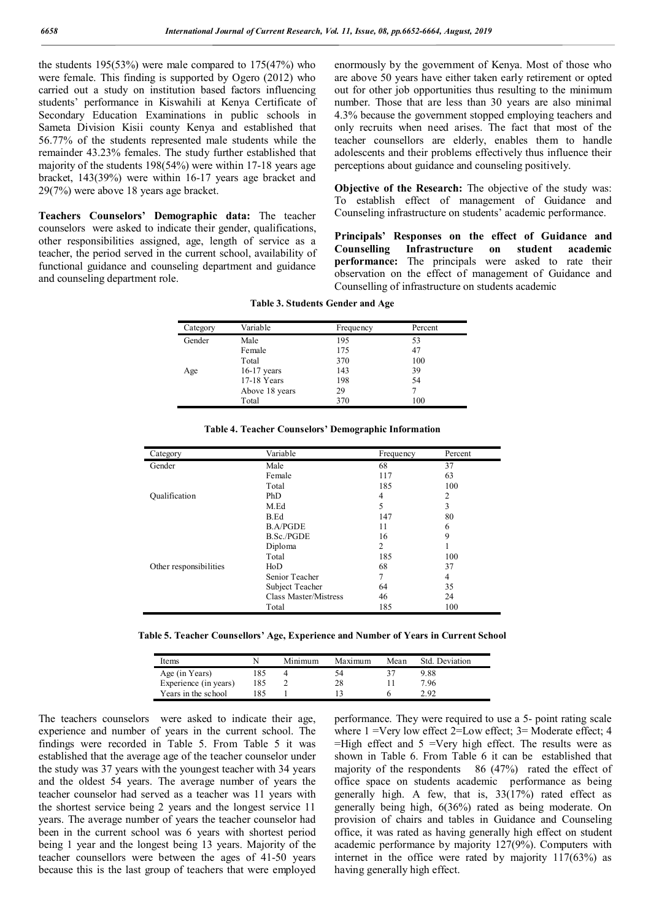the students 195(53%) were male compared to 175(47%) who were female. This finding is supported by Ogero (2012) who carried out a study on institution based factors influencing students' performance in Kiswahili at Kenya Certificate of Secondary Education Examinations in public schools in Sameta Division Kisii county Kenya and established that 56.77% of the students represented male students while the remainder 43.23% females. The study further established that majority of the students 198(54%) were within 17-18 years age bracket, 143(39%) were within 16-17 years age bracket and 29(7%) were above 18 years age bracket.

**Teachers Counselors' Demographic data:** The teacher counselors were asked to indicate their gender, qualifications, other responsibilities assigned, age, length of service as a teacher, the period served in the current school, availability of functional guidance and counseling department and guidance and counseling department role.

**Table 3. Students Gender and Age**

| Category | Variable | Frequency | Percent |
|---|---|---|---|
| Gender | Male | 195 | 53 |
| | Female | 175 | 47 |
| | Total | 370 | 100 |
| Age | 16-17 years | 143 | 39 |
| | 17-18 Years | 198 | 54 |
| | Above 18 years | 29 | 7 |
| | Total | 370 | 100 |

**Table 4. Teacher Counselors' Demographic Information**

| Category | Variable | Frequency | Percent |
|---|---|---|---|
| Gender | Male | 68 | 37 |
| | Female | 117 | 63 |
| | Total | 185 | 100 |
| Qualification | PhD | 4 | 2 |
| | M.Ed | 5 | 3 |
| | B.Ed | 147 | 80 |
| | B.A/PGDE | 11 | 6 |
| | B.Sc./PGDE | 16 | 9 |
| | Diploma | 2 | 1 |
| | Total | 185 | 100 |
| Other responsibilities | HoD | 68 | 37 |
| | Senior Teacher | 7 | 4 |
| | Subject Teacher | 64 | 35 |
| | Class Master/Mistress | 46 | 24 |
| | Total | 185 | 100 |

**Table 5. Teacher Counsellors' Age, Experience and Number of Years in Current School**

| Items | N | Minimum | Maximum | Mean | Std. Deviation |
|---|---|---|---|---|---|
| Age (in Years) | 185 | 4 | 54 | 37 | 9.88 |
| Experience (in years) | 185 | 2 | 28 | 11 | 7.96 |
| Years in the school | 185 | 1 | 13 | 6 | 2.92 |

The teachers counselors were asked to indicate their age, experience and number of years in the current school. The findings were recorded in Table 5. From Table 5 it was established that the average age of the teacher counselor under the study was 37 years with the youngest teacher with 34 years and the oldest 54 years. The average number of years the teacher counselor had served as a teacher was 11 years with the shortest service being 2 years and the longest service 11 years. The average number of years the teacher counselor had been in the current school was 6 years with shortest period being 1 year and the longest being 13 years. Majority of the teacher counsellors were between the ages of 41-50 years because this is the last group of teachers that were employed enormously by the government of Kenya. Most of those who are above 50 years have either taken early retirement or opted out for other job opportunities thus resulting to the minimum number. Those that are less than 30 years are also minimal 4.3% because the government stopped employing teachers and only recruits when need arises. The fact that most of the teacher counsellors are elderly, enables them to handle adolescents and their problems effectively thus influence their perceptions about guidance and counseling positively.

**Objective of the Research:** The objective of the study was: To establish effect of management of Guidance and Counseling infrastructure on students' academic performance.

**Principals' Responses on the effect of Guidance and Counselling Infrastructure on student academic performance:** The principals were asked to rate their observation on the effect of management of Guidance and Counselling of infrastructure on students academic performance. They were required to use a 5- point rating scale where 1 =Very low effect 2=Low effect; 3= Moderate effect; 4 =High effect and 5 =Very high effect. The results were as shown in Table 6. From Table 6 it can be established that majority of the respondents 86 (47%) rated the effect of office space on students academic performance as being generally high. A few, that is, 33(17%) rated effect as generally being high, 6(36%) rated as being moderate. On provision of chairs and tables in Guidance and Counseling office, it was rated as having generally high effect on student academic performance by majority 127(9%). Computers with internet in the office were rated by majority 117(63%) as having generally high effect.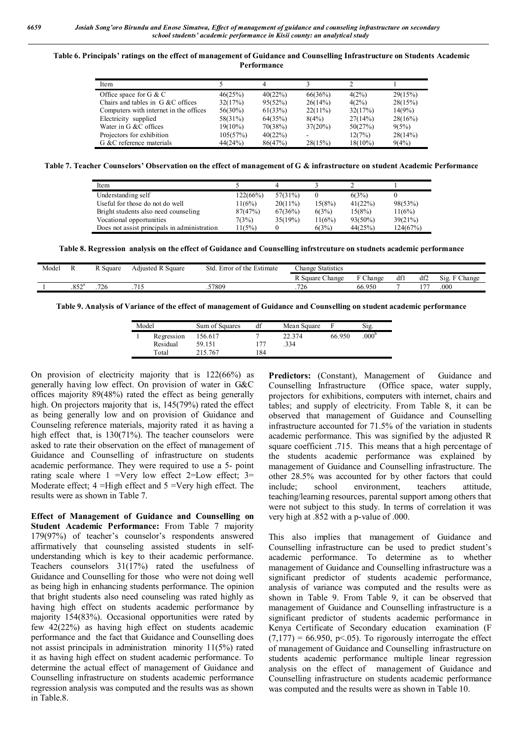**Table 6. Principals' ratings on the effect of management of Guidance and Counselling Infrastructure on Students Academic Performance**

| Item | 5 | 4 | 3 | 2 | 1 |
|---|---|---|---|---|---|
| Office space for G & C | 46(25%) | 40(22%) | 66(36%) | 4(2%) | 29(15%) |
| Chairs and tables in G &C offices | 32(17%) | 95(52%) | 26(14%) | 4(2%) | 28(15%) |
| Computers with internet in the offices | 56(30%) | 61(33%) | 22(11%) | 32(17%) | 14(9%) |
| Electricity supplied | 58(31%) | 64(35%) | 8(4%) | 27(14%) | 28(16%) |
| Water in G &C offices | 19(10%) | 70(38%) | 37(20%) | 50(27%) | 9(5%) |
| Projectors for exhibition | 105(57%) | 40(22%) | - | 12(7%) | 28(14%) |
| G &C reference materials | 44(24%) | 86(47%) | 28(15%) | 18(10%) | 9(4%) |

**Table 7. Teacher Counselors' Observation on the effect of management of G & infrastructure on student Academic Performance**

| Item | 5 | 4 | 3 | 2 | 1 |
|---|---|---|---|---|---|
| Understanding self | 122(66%) | 57(31%) | 0 | 6(3%) | 0 |
| Useful for those do not do well | 11(6%) | 20(11%) | 15(8%) | 41(22%) | 98(53%) |
| Bright students also need counseling | 87(47%) | 67(36%) | 6(3%) | 15(8%) | 11(6%) |
| Vocational opportunities | 7(3%) | 35(19%) | 11(6%) | 93(50%) | 39(21%) |
| Does not assist principals in administration | 11(5%) | 0 | 6(3%) | 44(25%) | 124(67%) |

**Table 8. Regression analysis on the effect of Guidance and Counselling infrstrcuture on studnets academic performance**

| Model | R | R Square | Adjusted R Square | Std. Error of the Estimate | Change Statistics | | | | |
|---|---|---|---|---|---|---|---|---|---|
| | | | | | R Square Change | F Change | df1 | df2 | Sig. F Change |
| 1 | .852[a] | .726 | .715 | .57809 | .726 | 66.950 | 7 | 177 | .000 |

**Table 9. Analysis of Variance of the effect of management of Guidance and Counselling on student academic performance**

| Model | | Sum of Squares | df | Mean Square | F | Sig. |
|---|---|---|---|---|---|---|
| 1 | Regression | 156.617 | 7 | 22.374 | 66.950 | .000[b] |
| | Residual | 59.151 | 177 | .334 | | |
| | Total | 215.767 | 184 | | | |

On provision of electricity majority that is 122(66%) as generally having low effect. On provision of water in G&C offices majority 89(48%) rated the effect as being generally high. On projectors majority that is, 145(79%) rated the effect as being generally low and on provision of Guidance and Counseling reference materials, majority rated it as having a high effect that, is 130(71%). The teacher counselors were asked to rate their observation on the effect of management of Guidance and Counselling of infrastructure on students academic performance. They were required to use a 5- point rating scale where 1 =Very low effect 2=Low effect; 3= Moderate effect; 4 =High effect and 5 =Very high effect. The results were as shown in Table 7.

**Effect of Management of Guidance and Counselling on Student Academic Performance:** From Table 7 majority 179(97%) of teacher's counselor's respondents answered affirmatively that counseling assisted students in self-understanding which is key to their academic performance. Teachers counselors 31(17%) rated the usefulness of Guidance and Counselling for those who were not doing well as being high in enhancing students performance. The opinion that bright students also need counseling was rated highly as having high effect on students academic performance by majority 154(83%). Occasional opportunities were rated by few 42(22%) as having high effect on students academic performance and the fact that Guidance and Counselling does not assist principals in administration minority 11(5%) rated it as having high effect on student academic performance. To determine the actual effect of management of Guidance and Counselling infrastructure on students academic performance regression analysis was computed and the results was as shown in Table.8.

**Predictors:** (Constant), Management of Guidance and Counselling Infrastructure (Office space, water supply, projectors for exhibitions, computers with internet, chairs and tables; and supply of electricity. From Table 8, it can be observed that management of Guidance and Counselling infrastructure accounted for 71.5% of the variation in students academic performance. This was signified by the adjusted R square coefficient .715. This means that a high percentage of the students academic performance was explained by management of Guidance and Counselling infrastructure. The other 28.5% was accounted for by other factors that could include; school environment, teachers attitude, teaching/learning resources, parental support among others that were not subject to this study. In terms of correlation it was very high at .852 with a p-value of .000.

This also implies that management of Guidance and Counselling infrastructure can be used to predict student's academic performance. To determine as to whether management of Guidance and Counselling infrastructure was a significant predictor of students academic performance, analysis of variance was computed and the results were as shown in Table 9. From Table 9, it can be observed that management of Guidance and Counselling infrastructure is a significant predictor of students academic performance in Kenya Certificate of Secondary education examination ($F (7,177) = 66.950$, $p<.05$). To rigorously interrogate the effect of management of Guidance and Counselling infrastructure on students academic performance multiple linear regression analysis on the effect of management of Guidance and Counselling infrastructure on students academic performance was computed and the results were as shown in Table 10.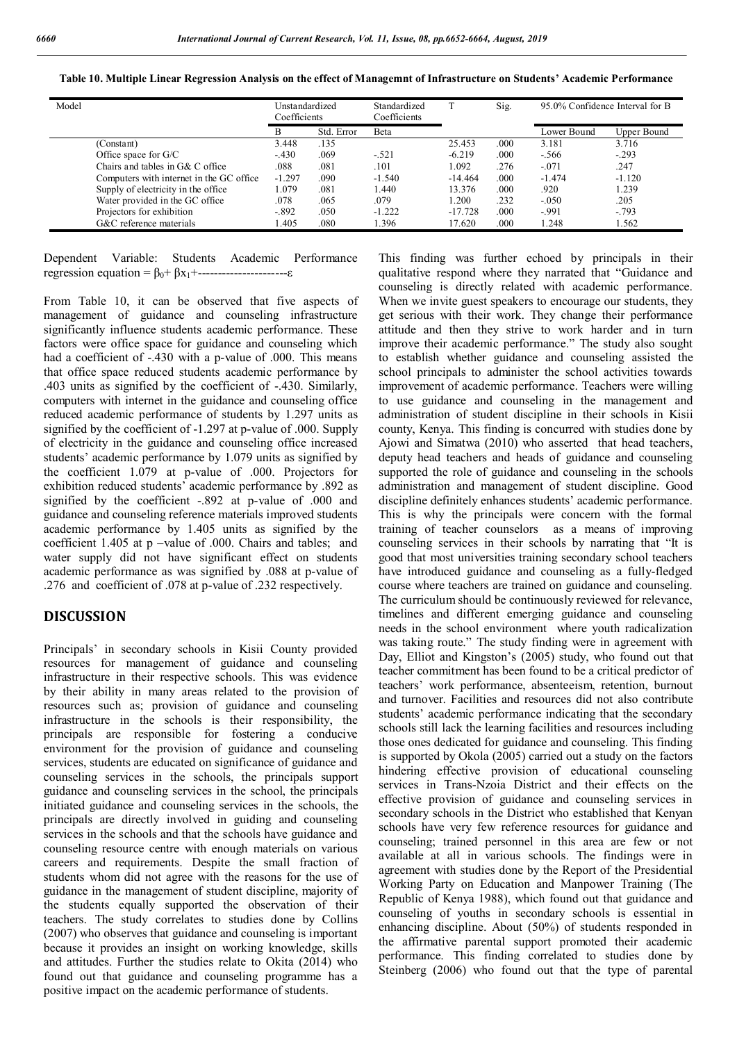**Table 10. Multiple Linear Regression Analysis on the effect of Managemnt of Infrastructure on Students' Academic Performance**

| Model | Unstandardized Coefficients | | Standardized Coefficients | T | Sig. | 95.0% Confidence Interval for B | |
|---|---|---|---|---|---|---|---|
| | B | Std. Error | Beta | | | Lower Bound | Upper Bound |
| (Constant) | 3.448 | .135 | | 25.453 | .000 | 3.181 | 3.716 |
| Office space for G/C | -.430 | .069 | -.521 | -6.219 | .000 | -.566 | -.293 |
| Chairs and tables in G& C office | .088 | .081 | .101 | 1.092 | .276 | -.071 | .247 |
| Computers with internet in the GC office | -1.297 | .090 | -1.540 | -14.464 | .000 | -1.474 | -1.120 |
| Supply of electricity in the office | 1.079 | .081 | 1.440 | 13.376 | .000 | .920 | 1.239 |
| Water provided in the GC office | .078 | .065 | .079 | 1.200 | .232 | -.050 | .205 |
| Projectors for exhibition | -.892 | .050 | -1.222 | -17.728 | .000 | -.991 | -.793 |
| G&C reference materials | 1.405 | .080 | 1.396 | 17.620 | .000 | 1.248 | 1.562 |

Dependent Variable: Students Academic Performance regression equation = $\beta_0 + \beta x_1 +$----------------------$\varepsilon$

From Table 10, it can be observed that five aspects of management of guidance and counseling infrastructure significantly influence students academic performance. These factors were office space for guidance and counseling which had a coefficient of -.430 with a p-value of .000. This means that office space reduced students academic performance by .403 units as signified by the coefficient of -.430. Similarly, computers with internet in the guidance and counseling office reduced academic performance of students by 1.297 units as signified by the coefficient of -1.297 at p-value of .000. Supply of electricity in the guidance and counseling office increased students' academic performance by 1.079 units as signified by the coefficient 1.079 at p-value of .000. Projectors for exhibition reduced students' academic performance by .892 as signified by the coefficient -.892 at p-value of .000 and guidance and counseling reference materials improved students academic performance by 1.405 units as signified by the coefficient 1.405 at p –value of .000. Chairs and tables; and water supply did not have significant effect on students academic performance as was signified by .088 at p-value of .276 and coefficient of .078 at p-value of .232 respectively.

## DISCUSSION

Principals' in secondary schools in Kisii County provided resources for management of guidance and counseling infrastructure in their respective schools. This was evidence by their ability in many areas related to the provision of resources such as; provision of guidance and counseling infrastructure in the schools is their responsibility, the principals are responsible for fostering a conducive environment for the provision of guidance and counseling services, students are educated on significance of guidance and counseling services in the schools, the principals support guidance and counseling services in the school, the principals initiated guidance and counseling services in the schools, the principals are directly involved in guiding and counseling services in the schools and that the schools have guidance and counseling resource centre with enough materials on various careers and requirements. Despite the small fraction of students whom did not agree with the reasons for the use of guidance in the management of student discipline, majority of the students equally supported the observation of their teachers. The study correlates to studies done by Collins (2007) who observes that guidance and counseling is important because it provides an insight on working knowledge, skills and attitudes. Further the studies relate to Okita (2014) who found out that guidance and counseling programme has a positive impact on the academic performance of students.

This finding was further echoed by principals in their qualitative respond where they narrated that "Guidance and counseling is directly related with academic performance. When we invite guest speakers to encourage our students, they get serious with their work. They change their performance attitude and then they strive to work harder and in turn improve their academic performance." The study also sought to establish whether guidance and counseling assisted the school principals to administer the school activities towards improvement of academic performance. Teachers were willing to use guidance and counseling in the management and administration of student discipline in their schools in Kisii county, Kenya. This finding is concurred with studies done by Ajowi and Simatwa (2010) who asserted that head teachers, deputy head teachers and heads of guidance and counseling supported the role of guidance and counseling in the schools administration and management of student discipline. Good discipline definitely enhances students' academic performance. This is why the principals were concern with the formal training of teacher counselors as a means of improving counseling services in their schools by narrating that "It is good that most universities training secondary school teachers have introduced guidance and counseling as a fully-fledged course where teachers are trained on guidance and counseling. The curriculum should be continuously reviewed for relevance, timelines and different emerging guidance and counseling needs in the school environment where youth radicalization was taking route." The study finding were in agreement with Day, Elliot and Kingston's (2005) study, who found out that teacher commitment has been found to be a critical predictor of teachers' work performance, absenteeism, retention, burnout and turnover. Facilities and resources did not also contribute students' academic performance indicating that the secondary schools still lack the learning facilities and resources including those ones dedicated for guidance and counseling. This finding is supported by Okola (2005) carried out a study on the factors hindering effective provision of educational counseling services in Trans-Nzoia District and their effects on the effective provision of guidance and counseling services in secondary schools in the District who established that Kenyan schools have very few reference resources for guidance and counseling; trained personnel in this area are few or not available at all in various schools. The findings were in agreement with studies done by the Report of the Presidential Working Party on Education and Manpower Training (The Republic of Kenya 1988), which found out that guidance and counseling of youths in secondary schools is essential in enhancing discipline. About (50%) of students responded in the affirmative parental support promoted their academic performance. This finding correlated to studies done by Steinberg (2006) who found out that the type of parental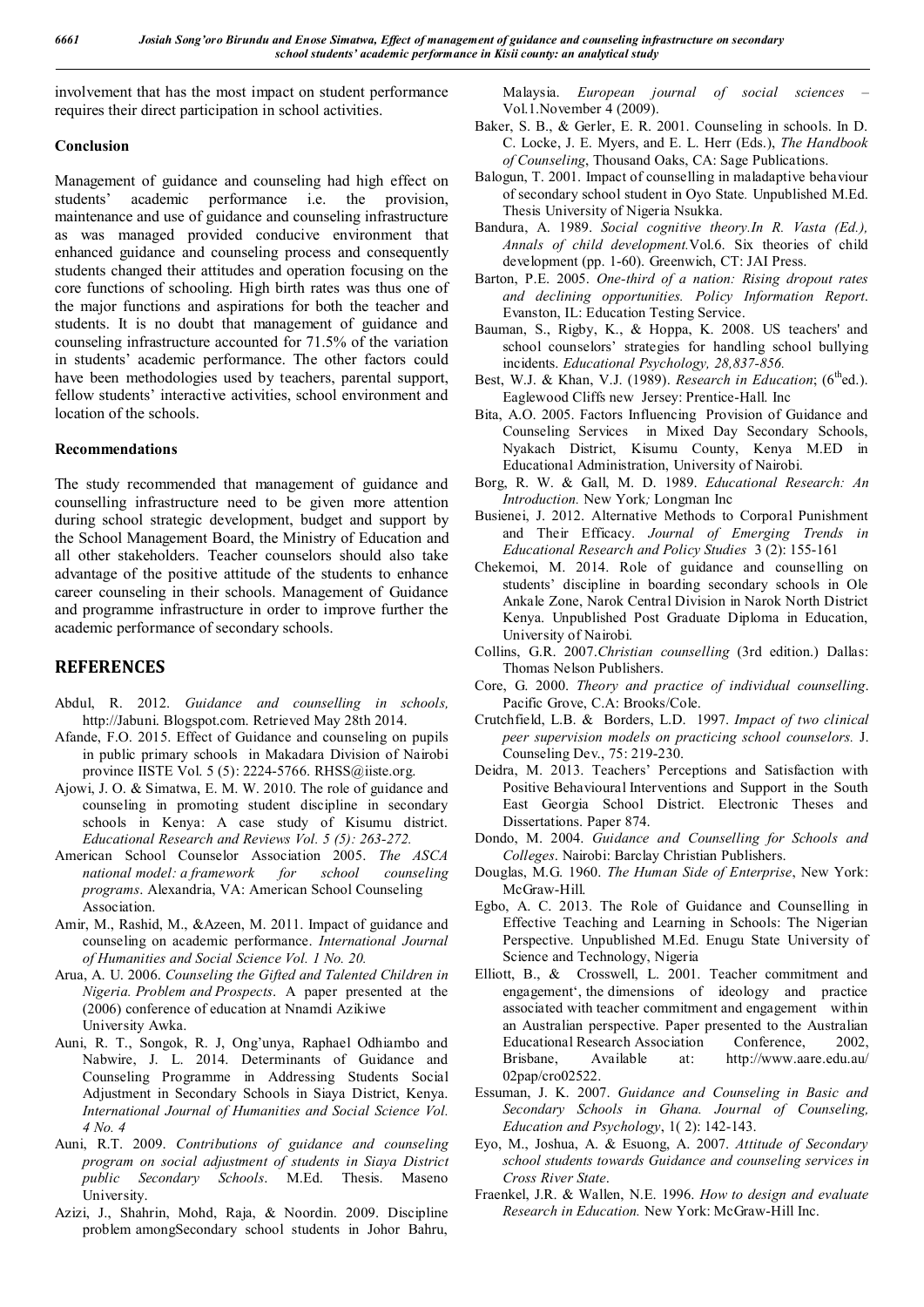involvement that has the most impact on student performance requires their direct participation in school activities.

### Conclusion

Management of guidance and counseling had high effect on students' academic performance i.e. the provision, maintenance and use of guidance and counseling infrastructure as was managed provided conducive environment that enhanced guidance and counseling process and consequently students changed their attitudes and operation focusing on the core functions of schooling. High birth rates was thus one of the major functions and aspirations for both the teacher and students. It is no doubt that management of guidance and counseling infrastructure accounted for 71.5% of the variation in students' academic performance. The other factors could have been methodologies used by teachers, parental support, fellow students' interactive activities, school environment and location of the schools.

### Recommendations

The study recommended that management of guidance and counselling infrastructure need to be given more attention during school strategic development, budget and support by the School Management Board, the Ministry of Education and all other stakeholders. Teacher counselors should also take advantage of the positive attitude of the students to enhance career counseling in their schools. Management of Guidance and programme infrastructure in order to improve further the academic performance of secondary schools.

## REFERENCES

Abdul, R. 2012. *Guidance and counselling in schools,* http://Jabuni. Blogspot.com. Retrieved May 28th 2014.

Afande, F.O. 2015. Effect of Guidance and counseling on pupils in public primary schools in Makadara Division of Nairobi province IISTE Vol. 5 (5): 2224-5766. RHSS@iiste.org.

Ajowi, J. O. & Simatwa, E. M. W. 2010. The role of guidance and counseling in promoting student discipline in secondary schools in Kenya: A case study of Kisumu district. *Educational Research and Reviews Vol. 5 (5): 263-272.*

American School Counselor Association 2005. *The ASCA national model: a framework for school counseling programs*. Alexandria, VA: American School Counseling Association.

Amir, M., Rashid, M., &Azeen, M. 2011. Impact of guidance and counseling on academic performance. *International Journal of Humanities and Social Science Vol. 1 No. 20.*

Arua, A. U. 2006. *Counseling the Gifted and Talented Children in Nigeria. Problem and Prospects*. A paper presented at the (2006) conference of education at Nnamdi Azikiwe University Awka.

Auni, R. T., Songok, R. J, Ong'unya, Raphael Odhiambo and Nabwire, J. L. 2014. Determinants of Guidance and Counseling Programme in Addressing Students Social Adjustment in Secondary Schools in Siaya District, Kenya. *International Journal of Humanities and Social Science Vol. 4 No. 4*

Auni, R.T. 2009. *Contributions of guidance and counseling program on social adjustment of students in Siaya District public Secondary Schools*. M.Ed. Thesis. Maseno University.

Azizi, J., Shahrin, Mohd, Raja, & Noordin. 2009. Discipline problem amongSecondary school students in Johor Bahru, Malaysia. *European journal of social sciences* – Vol.1.November 4 (2009).

Baker, S. B., & Gerler, E. R. 2001. Counseling in schools. In D. C. Locke, J. E. Myers, and E. L. Herr (Eds.), *The Handbook of Counseling*, Thousand Oaks, CA: Sage Publications.

Balogun, T. 2001. Impact of counselling in maladaptive behaviour of secondary school student in Oyo State. Unpublished M.Ed. Thesis University of Nigeria Nsukka.

Bandura, A. 1989. *Social cognitive theory.In R. Vasta (Ed.), Annals of child development.*Vol.6. Six theories of child development (pp. 1-60). Greenwich, CT: JAI Press.

Barton, P.E. 2005. *One-third of a nation: Rising dropout rates and declining opportunities. Policy Information Report*. Evanston, IL: Education Testing Service.

Bauman, S., Rigby, K., & Hoppa, K. 2008. US teachers' and school counselors' strategies for handling school bullying incidents. *Educational Psychology, 28,837-856.*

Best, W.J. & Khan, V.J. (1989). *Research in Education*; (6th ed.). Eaglewood Cliffs new Jersey: Prentice-Hall. Inc

Bita, A.O. 2005. Factors Influencing Provision of Guidance and Counseling Services in Mixed Day Secondary Schools, Nyakach District, Kisumu County, Kenya M.ED in Educational Administration, University of Nairobi.

Borg, R. W. & Gall, M. D. 1989. *Educational Research: An Introduction.* New York*;* Longman Inc

Busienei, J. 2012. Alternative Methods to Corporal Punishment and Their Efficacy. *Journal of Emerging Trends in Educational Research and Policy Studies* 3 (2): 155-161

Chekemoi, M. 2014. Role of guidance and counselling on students' discipline in boarding secondary schools in Ole Ankale Zone, Narok Central Division in Narok North District Kenya. Unpublished Post Graduate Diploma in Education, University of Nairobi.

Collins, G.R. 2007.*Christian counselling* (3rd edition.) Dallas: Thomas Nelson Publishers.

Core, G. 2000. *Theory and practice of individual counselling*. Pacific Grove, C.A: Brooks/Cole.

Crutchfield, L.B. & Borders, L.D. 1997. *Impact of two clinical peer supervision models on practicing school counselors.* J. Counseling Dev., 75: 219-230.

Deidra, M. 2013. Teachers' Perceptions and Satisfaction with Positive Behavioural Interventions and Support in the South East Georgia School District. Electronic Theses and Dissertations. Paper 874.

Dondo, M. 2004. *Guidance and Counselling for Schools and Colleges*. Nairobi: Barclay Christian Publishers.

Douglas, M.G. 1960. *The Human Side of Enterprise*, New York: McGraw-Hill.

Egbo, A. C. 2013. The Role of Guidance and Counselling in Effective Teaching and Learning in Schools: The Nigerian Perspective. Unpublished M.Ed. Enugu State University of Science and Technology, Nigeria

Elliott, B., & Crosswell, L. 2001. Teacher commitment and engagement', the dimensions of ideology and practice associated with teacher commitment and engagement within an Australian perspective. Paper presented to the Australian Educational Research Association Conference, 2002, Brisbane, Available at: http://www.aare.edu.au/ 02pap/cro02522.

Essuman, J. K. 2007. *Guidance and Counseling in Basic and Secondary Schools in Ghana. Journal of Counseling, Education and Psychology*, 1( 2): 142-143.

Eyo, M., Joshua, A. & Esuong, A. 2007. *Attitude of Secondary school students towards Guidance and counseling services in Cross River State*.

Fraenkel, J.R. & Wallen, N.E. 1996. *How to design and evaluate Research in Education.* New York: McGraw-Hill Inc.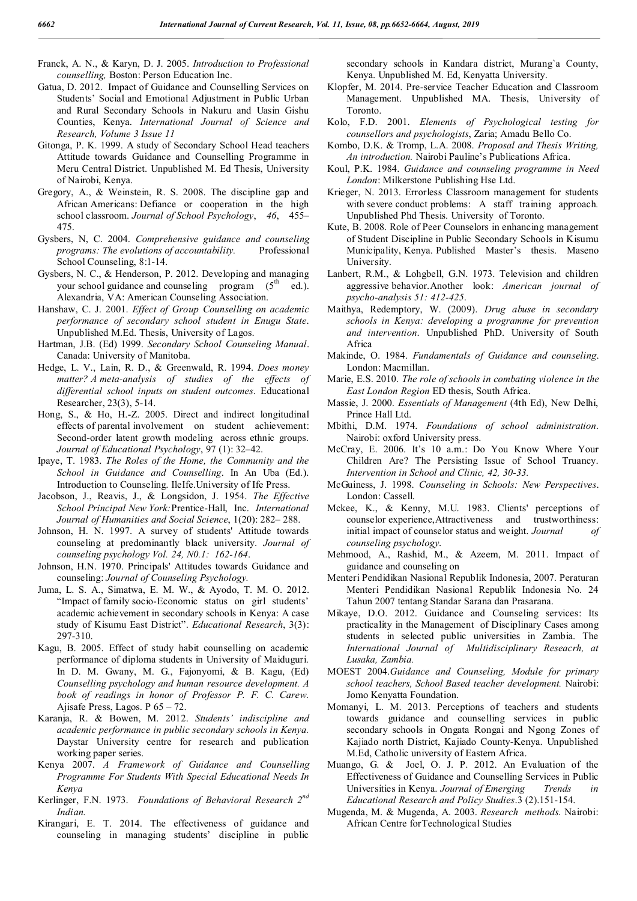Franck, A. N., & Karyn, D. J. 2005. *Introduction to Professional counselling,* Boston: Person Education Inc.

Gatua, D. 2012. Impact of Guidance and Counselling Services on Students' Social and Emotional Adjustment in Public Urban and Rural Secondary Schools in Nakuru and Uasin Gishu Counties, Kenya. *International Journal of Science and Research, Volume 3 Issue 11*

Gitonga, P. K. 1999. A study of Secondary School Head teachers Attitude towards Guidance and Counselling Programme in Meru Central District. Unpublished M. Ed Thesis, University of Nairobi, Kenya.

Gregory, A., & Weinstein, R. S. 2008. The discipline gap and African Americans: Defiance or cooperation in the high school classroom. *Journal of School Psychology*, *46*, 455–475.

Gysbers, N, C. 2004. *Comprehensive guidance and counseling programs: The evolutions of accountability.* Professional School Counseling, 8:1-14.

Gysbers, N. C., & Henderson, P. 2012. Developing and managing your school guidance and counseling program (5th ed.). Alexandria, VA: American Counseling Association.

Hanshaw, C. J. 2001. *Effect of Group Counselling on academic performance of secondary school student in Enugu State*. Unpublished M.Ed. Thesis, University of Lagos.

Hartman, J.B. (Ed) 1999. *Secondary School Counseling Manual*. Canada: University of Manitoba.

Hedge, L. V., Lain, R. D., & Greenwald, R. 1994. *Does money matter? A meta-analysis of studies of the effects of differential school inputs on student outcomes*. Educational Researcher, 23(3), 5-14.

Hong, S., & Ho, H.-Z. 2005. Direct and indirect longitudinal effects of parental involvement on student achievement: Second-order latent growth modeling across ethnic groups. *Journal of Educational Psychology*, 97 (1): 32–42.

Ipaye, T. 1983. *The Roles of the Home, the Community and the School in Guidance and Counselling*. In An Uba (Ed.). Introduction to Counseling. IleIfe.University of Ife Press.

Jacobson, J., Reavis, J., & Longsidon, J. 1954. *The Effective School Principal New York:* Prentice-Hall, Inc. *International Journal of Humanities and Social Science*, 1(20): 282– 288.

Johnson, H. N. 1997. A survey of students' Attitude towards counseling at predominantly black university. *Journal of counseling psychology Vol. 24, N0.1: 162-164*.

Johnson, H.N. 1970. Principals' Attitudes towards Guidance and counseling: *Journal of Counseling Psychology.*

Juma, L. S. A., Simatwa, E. M. W., & Ayodo, T. M. O. 2012. "Impact of family socio-Economic status on girl students' academic achievement in secondary schools in Kenya: A case study of Kisumu East District". *Educational Research*, 3(3): 297-310.

Kagu, B. 2005. Effect of study habit counselling on academic performance of diploma students in University of Maiduguri. In D. M. Gwany, M. G., Fajonyomi, & B. Kagu, (Ed) *Counselling psychology and human resource development. A book of readings in honor of Professor P. F. C. Carew*. Ajisafe Press, Lagos. P 65 – 72.

Karanja, R. & Bowen, M. 2012. *Students' indiscipline and academic performance in public secondary schools in Kenya.* Daystar University centre for research and publication working paper series.

Kenya 2007. *A Framework of Guidance and Counselling Programme For Students With Special Educational Needs In Kenya*

Kerlinger, F.N. 1973. *Foundations of Behavioral Research 2nd Indian.*

Kirangari, E. T. 2014. The effectiveness of guidance and counseling in managing students' discipline in public secondary schools in Kandara district, Murang`a County, Kenya. Unpublished M. Ed, Kenyatta University.

Klopfer, M. 2014. Pre-service Teacher Education and Classroom Management. Unpublished MA. Thesis, University of Toronto.

Kolo, F.D. 2001. *Elements of Psychological testing for counsellors and psychologists*, Zaria; Amadu Bello Co.

Kombo, D.K. & Tromp, L.A. 2008. *Proposal and Thesis Writing, An introduction.* Nairobi Pauline's Publications Africa.

Koul, P.K. 1984. *Guidance and counseling programme in Need London*: Milkerstone Publishing Hse Ltd.

Krieger, N. 2013. Errorless Classroom management for students with severe conduct problems: A staff training approach. Unpublished Phd Thesis. University of Toronto.

Kute, B. 2008. Role of Peer Counselors in enhancing management of Student Discipline in Public Secondary Schools in Kisumu Municipality, Kenya. Published Master's thesis. Maseno University.

Lanbert, R.M., & Lohgbell, G.N. 1973. Television and children aggressive behavior.Another look: *American journal of psycho-analysis 51: 412-425*.

Maithya, Redemptory, W. (2009). *Drug abuse in secondary schools in Kenya: developing a programme for prevention and intervention*. Unpublished PhD. University of South Africa

Makinde, O. 1984. *Fundamentals of Guidance and counseling*. London: Macmillan.

Marie, E.S. 2010. *The role of schools in combating violence in the East London Region* ED thesis, South Africa.

Massie, J. 2000. *Essentials of Management* (4th Ed), New Delhi, Prince Hall Ltd.

Mbithi, D.M. 1974. *Foundations of school administration*. Nairobi: oxford University press.

McCray, E. 2006. It's 10 a.m.: Do You Know Where Your Children Are? The Persisting Issue of School Truancy. *Intervention in School and Clinic, 42, 30-33.*

McGuiness, J. 1998. *Counseling in Schools: New Perspectives*. London: Cassell.

Mckee, K., & Kenny, M.U. 1983. Clients' perceptions of counselor experience,Attractiveness and trustworthiness: initial impact of counselor status and weight. *Journal of counseling psychology*.

Mehmood, A., Rashid, M., & Azeem, M. 2011. Impact of guidance and counseling on

Menteri Pendidikan Nasional Republik Indonesia, 2007. Peraturan Menteri Pendidikan Nasional Republik Indonesia No. 24 Tahun 2007 tentang Standar Sarana dan Prasarana.

Mikaye, D.O. 2012. Guidance and Counseling services: Its practicality in the Management of Disciplinary Cases among students in selected public universities in Zambia. The *International Journal of Multidisciplinary Reseacrh, at Lusaka, Zambia.*

MOEST 2004.*Guidance and Counseling, Module for primary school teachers, School Based teacher development.* Nairobi: Jomo Kenyatta Foundation.

Momanyi, L. M. 2013. Perceptions of teachers and students towards guidance and counselling services in public secondary schools in Ongata Rongai and Ngong Zones of Kajiado north District, Kajiado County-Kenya. Unpublished M.Ed, Catholic university of Eastern Africa.

Muango, G. & Joel, O. J. P. 2012. An Evaluation of the Effectiveness of Guidance and Counselling Services in Public Universities in Kenya. *Journal of Emerging Trends in Educational Research and Policy Studies*.3 (2).151-154.

Mugenda, M. & Mugenda, A. 2003. *Research methods.* Nairobi: African Centre forTechnological Studies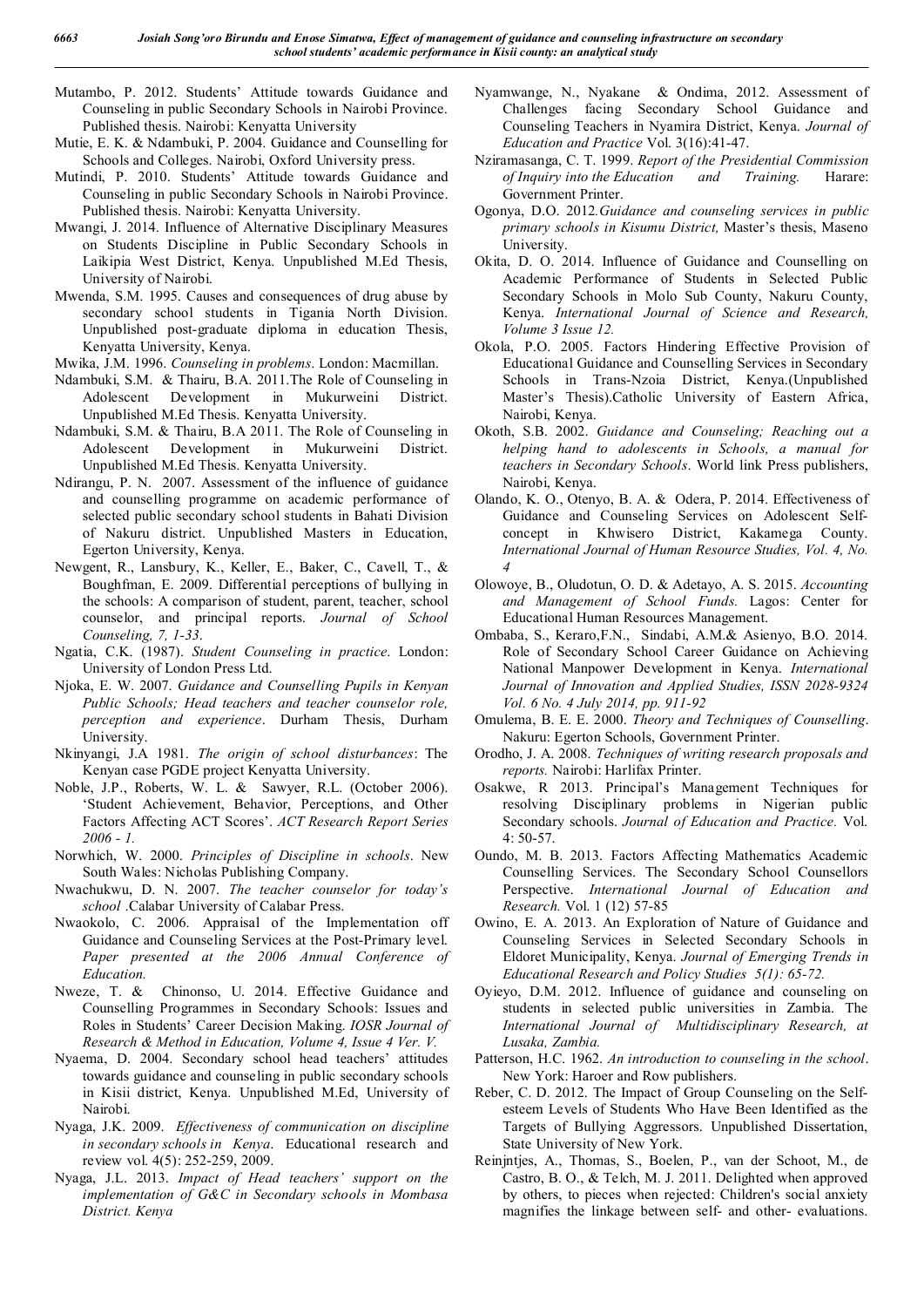Mutambo, P. 2012. Students' Attitude towards Guidance and Counseling in public Secondary Schools in Nairobi Province. Published thesis. Nairobi: Kenyatta University

Mutie, E. K. & Ndambuki, P. 2004. Guidance and Counselling for Schools and Colleges. Nairobi, Oxford University press.

Mutindi, P. 2010. Students' Attitude towards Guidance and Counseling in public Secondary Schools in Nairobi Province. Published thesis. Nairobi: Kenyatta University.

Mwangi, J. 2014. Influence of Alternative Disciplinary Measures on Students Discipline in Public Secondary Schools in Laikipia West District, Kenya. Unpublished M.Ed Thesis, University of Nairobi.

Mwenda, S.M. 1995. Causes and consequences of drug abuse by secondary school students in Tigania North Division. Unpublished post-graduate diploma in education Thesis, Kenyatta University, Kenya.

Mwika, J.M. 1996. *Counseling in problems*. London: Macmillan.

Ndambuki, S.M. & Thairu, B.A. 2011.The Role of Counseling in Adolescent Development in Mukurweini District. Unpublished M.Ed Thesis. Kenyatta University.

Ndambuki, S.M. & Thairu, B.A 2011. The Role of Counseling in Adolescent Development in Mukurweini District. Unpublished M.Ed Thesis. Kenyatta University.

Ndirangu, P. N. 2007. Assessment of the influence of guidance and counselling programme on academic performance of selected public secondary school students in Bahati Division of Nakuru district. Unpublished Masters in Education, Egerton University, Kenya.

Newgent, R., Lansbury, K., Keller, E., Baker, C., Cavell, T., & Boughfman, E. 2009. Differential perceptions of bullying in the schools: A comparison of student, parent, teacher, school counselor, and principal reports. *Journal of School Counseling, 7, 1-33*.

Ngatia, C.K. (1987). *Student Counseling in practice*. London: University of London Press Ltd.

Njoka, E. W. 2007. *Guidance and Counselling Pupils in Kenyan Public Schools; Head teachers and teacher counselor role, perception and experience*. Durham Thesis, Durham University.

Nkinyangi, J.A 1981. *The origin of school disturbances*: The Kenyan case PGDE project Kenyatta University.

Noble, J.P., Roberts, W. L. & Sawyer, R.L. (October 2006). 'Student Achievement, Behavior, Perceptions, and Other Factors Affecting ACT Scores'. *ACT Research Report Series 2006 - 1.*

Norwhich, W. 2000. *Principles of Discipline in schools*. New South Wales: Nicholas Publishing Company.

Nwachukwu, D. N. 2007. *The teacher counselor for today's school* .Calabar University of Calabar Press.

Nwaokolo, C. 2006. Appraisal of the Implementation off Guidance and Counseling Services at the Post-Primary level. *Paper presented at the 2006 Annual Conference of Education.*

Nweze, T. & Chinonso, U. 2014. Effective Guidance and Counselling Programmes in Secondary Schools: Issues and Roles in Students' Career Decision Making. *IOSR Journal of Research & Method in Education, Volume 4, Issue 4 Ver. V.*

Nyaema, D. 2004. Secondary school head teachers' attitudes towards guidance and counseling in public secondary schools in Kisii district, Kenya. Unpublished M.Ed, University of Nairobi.

Nyaga, J.K. 2009. *Effectiveness of communication on discipline in secondary schools in Kenya*. Educational research and review vol. 4(5): 252-259, 2009.

Nyaga, J.L. 2013. *Impact of Head teachers' support on the implementation of G&C in Secondary schools in Mombasa District. Kenya*

Nyamwange, N., Nyakane & Ondima, 2012. Assessment of Challenges facing Secondary School Guidance and Counseling Teachers in Nyamira District, Kenya. *Journal of Education and Practice* Vol. 3(16):41-47.

Nziramasanga, C. T. 1999. *Report of the Presidential Commission of Inquiry into the Education and Training.* Harare: Government Printer.

Ogonya, D.O. 2012.*Guidance and counseling services in public primary schools in Kisumu District,* Master's thesis, Maseno University.

Okita, D. O. 2014. Influence of Guidance and Counselling on Academic Performance of Students in Selected Public Secondary Schools in Molo Sub County, Nakuru County, Kenya. *International Journal of Science and Research, Volume 3 Issue 12.*

Okola, P.O. 2005. Factors Hindering Effective Provision of Educational Guidance and Counselling Services in Secondary Schools in Trans-Nzoia District, Kenya.(Unpublished Master's Thesis).Catholic University of Eastern Africa, Nairobi, Kenya.

Okoth, S.B. 2002. *Guidance and Counseling; Reaching out a helping hand to adolescents in Schools, a manual for teachers in Secondary Schools*. World link Press publishers, Nairobi, Kenya.

Olando, K. O., Otenyo, B. A. & Odera, P. 2014. Effectiveness of Guidance and Counseling Services on Adolescent Self-concept in Khwisero District, Kakamega County. *International Journal of Human Resource Studies, Vol. 4, No. 4*

Olowoye, B., Oludotun, O. D. & Adetayo, A. S. 2015. *Accounting and Management of School Funds.* Lagos: Center for Educational Human Resources Management.

Ombaba, S., Keraro,F.N., Sindabi, A.M.& Asienyo, B.O. 2014. Role of Secondary School Career Guidance on Achieving National Manpower Development in Kenya. *International Journal of Innovation and Applied Studies, ISSN 2028-9324 Vol. 6 No. 4 July 2014, pp. 911-92*

Omulema, B. E. E. 2000. *Theory and Techniques of Counselling*. Nakuru: Egerton Schools, Government Printer.

Orodho, J. A. 2008. *Techniques of writing research proposals and reports.* Nairobi: Harlifax Printer.

Osakwe, R 2013. Principal's Management Techniques for resolving Disciplinary problems in Nigerian public Secondary schools. *Journal of Education and Practice.* Vol. 4: 50-57.

Oundo, M. B. 2013. Factors Affecting Mathematics Academic Counselling Services. The Secondary School Counsellors Perspective. *International Journal of Education and Research.* Vol. 1 (12) 57-85

Owino, E. A. 2013. An Exploration of Nature of Guidance and Counseling Services in Selected Secondary Schools in Eldoret Municipality, Kenya. *Journal of Emerging Trends in Educational Research and Policy Studies 5(1): 65-72.*

Oyieyo, D.M. 2012. Influence of guidance and counseling on students in selected public universities in Zambia. The *International Journal of Multidisciplinary Research, at Lusaka, Zambia.*

Patterson, H.C. 1962. *An introduction to counseling in the school*. New York: Haroer and Row publishers.

Reber, C. D. 2012. The Impact of Group Counseling on the Self-esteem Levels of Students Who Have Been Identified as the Targets of Bullying Aggressors. Unpublished Dissertation, State University of New York.

Reinjntjes, A., Thomas, S., Boelen, P., van der Schoot, M., de Castro, B. O., & Telch, M. J. 2011. Delighted when approved by others, to pieces when rejected: Children's social anxiety magnifies the linkage between self- and other- evaluations.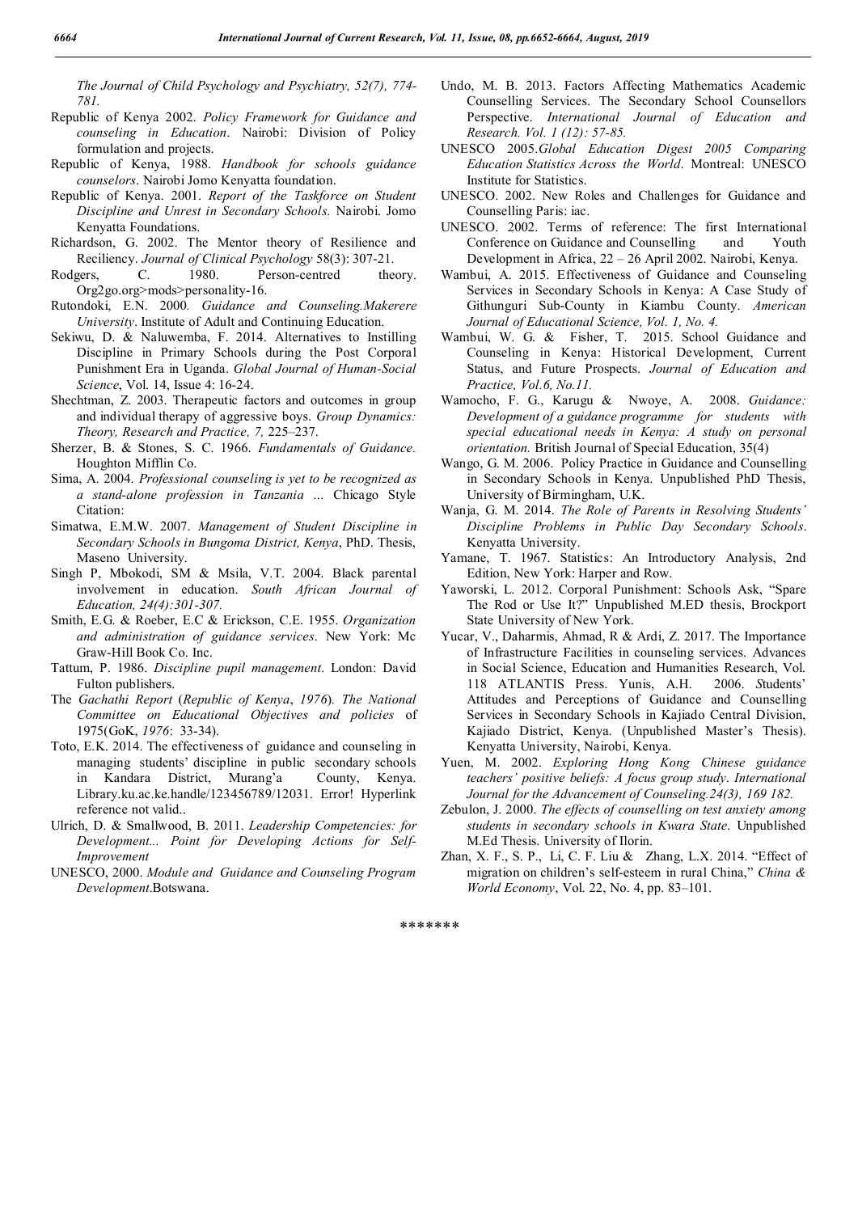*The Journal of Child Psychology and Psychiatry, 52(7), 774-781.*

Republic of Kenya 2002. *Policy Framework for Guidance and counseling in Education*. Nairobi: Division of Policy formulation and projects.

Republic of Kenya, 1988. *Handbook for schools guidance counselors*. Nairobi Jomo Kenyatta foundation.

Republic of Kenya. 2001. *Report of the Taskforce on Student Discipline and Unrest in Secondary Schools.* Nairobi. Jomo Kenyatta Foundations.

Richardson, G. 2002. The Mentor theory of Resilience and Reciliency. *Journal of Clinical Psychology* 58(3): 307-21.

Rodgers, C. 1980. Person-centred theory. Org2go.org>mods>personality-16.

Rutondoki, E.N. 2000*. Guidance and Counseling.Makerere University*. Institute of Adult and Continuing Education.

Sekiwu, D. & Naluwemba, F. 2014. Alternatives to Instilling Discipline in Primary Schools during the Post Corporal Punishment Era in Uganda. *Global Journal of Human-Social Science*, Vol. 14, Issue 4: 16-24.

Shechtman, Z. 2003. Therapeutic factors and outcomes in group and individual therapy of aggressive boys. *Group Dynamics: Theory, Research and Practice, 7,* 225–237.

Sherzer, B. & Stones, S. C. 1966. *Fundamentals of Guidance.* Houghton Mifflin Co.

Sima, A. 2004. *Professional counseling is yet to be recognized as a stand-alone profession in Tanzania* ... Chicago Style Citation:

Simatwa, E.M.W. 2007. *Management of Student Discipline in Secondary Schools in Bungoma District, Kenya*, PhD. Thesis, Maseno University.

Singh P, Mbokodi, SM & Msila, V.T. 2004. Black parental involvement in education. *South African Journal of Education, 24(4):301-307.*

Smith, E.G. & Roeber, E.C & Erickson, C.E. 1955. *Organization and administration of guidance services*. New York: Mc Graw-Hill Book Co. Inc.

Tattum, P. 1986. *Discipline pupil management*. London: David Fulton publishers.

The *Gachathi Report* (*Republic of Kenya*, *1976*)*. The National Committee on Educational Objectives and policies* of 1975(GoK, *1976*: 33-34).

Toto, E.K. 2014. The effectiveness of guidance and counseling in managing students' discipline in public secondary schools in Kandara District, Murang'a County, Kenya. Library.ku.ac.ke.handle/123456789/12031. Error! Hyperlink reference not valid..

Ulrich, D. & Smallwood, B. 2011. *Leadership Competencies: for Development... Point for Developing Actions for Self-Improvement*

UNESCO, 2000. *Module and Guidance and Counseling Program Development*.Botswana.

Undo, M. B. 2013. Factors Affecting Mathematics Academic Counselling Services. The Secondary School Counsellors Perspective. *International Journal of Education and Research. Vol. 1 (12): 57-85.*

UNESCO 2005.*Global Education Digest 2005 Comparing Education Statistics Across the World*. Montreal: UNESCO Institute for Statistics.

UNESCO. 2002. New Roles and Challenges for Guidance and Counselling Paris: iac.

UNESCO. 2002. Terms of reference: The first International Conference on Guidance and Counselling and Youth Development in Africa, 22 – 26 April 2002. Nairobi, Kenya.

Wambui, A. 2015. Effectiveness of Guidance and Counseling Services in Secondary Schools in Kenya: A Case Study of Githunguri Sub-County in Kiambu County. *American Journal of Educational Science, Vol. 1, No. 4.*

Wambui, W. G. & Fisher, T. 2015. School Guidance and Counseling in Kenya: Historical Development, Current Status, and Future Prospects. *Journal of Education and Practice, Vol.6, No.11.*

Wamocho, F. G., Karugu & Nwoye, A. 2008. *Guidance: Development of a guidance programme for students with special educational needs in Kenya: A study on personal orientation.* British Journal of Special Education, 35(4)

Wango, G. M. 2006. Policy Practice in Guidance and Counselling in Secondary Schools in Kenya. Unpublished PhD Thesis, University of Birmingham, U.K.

Wanja, G. M. 2014. *The Role of Parents in Resolving Students' Discipline Problems in Public Day Secondary Schools*. Kenyatta University.

Yamane, T. 1967. Statistics: An Introductory Analysis, 2nd Edition, New York: Harper and Row.

Yaworski, L. 2012. Corporal Punishment: Schools Ask, "Spare The Rod or Use It?" Unpublished M.ED thesis, Brockport State University of New York.

Yucar, V., Daharmis, Ahmad, R & Ardi, Z. 2017. The Importance of Infrastructure Facilities in counseling services. Advances in Social Science, Education and Humanities Research, Vol. 118 ATLANTIS Press. Yunis, A.H. 2006. *S*tudents' Attitudes and Perceptions of Guidance and Counselling Services in Secondary Schools in Kajiado Central Division, Kajiado District, Kenya. (Unpublished Master's Thesis). Kenyatta University, Nairobi, Kenya.

Yuen, M. 2002. *Exploring Hong Kong Chinese guidance teachers' positive beliefs: A focus group study*. *International Journal for the Advancement of Counseling.24(3), 169 182.*

Zebulon, J. 2000. *The effects of counselling on test anxiety among students in secondary schools in Kwara State*. Unpublished M.Ed Thesis. University of Ilorin.

Zhan, X. F., S. P., Li, C. F. Liu & Zhang, L.X. 2014. "Effect of migration on children's self-esteem in rural China," *China & World Economy*, Vol. 22, No. 4, pp. 83–101.

*******